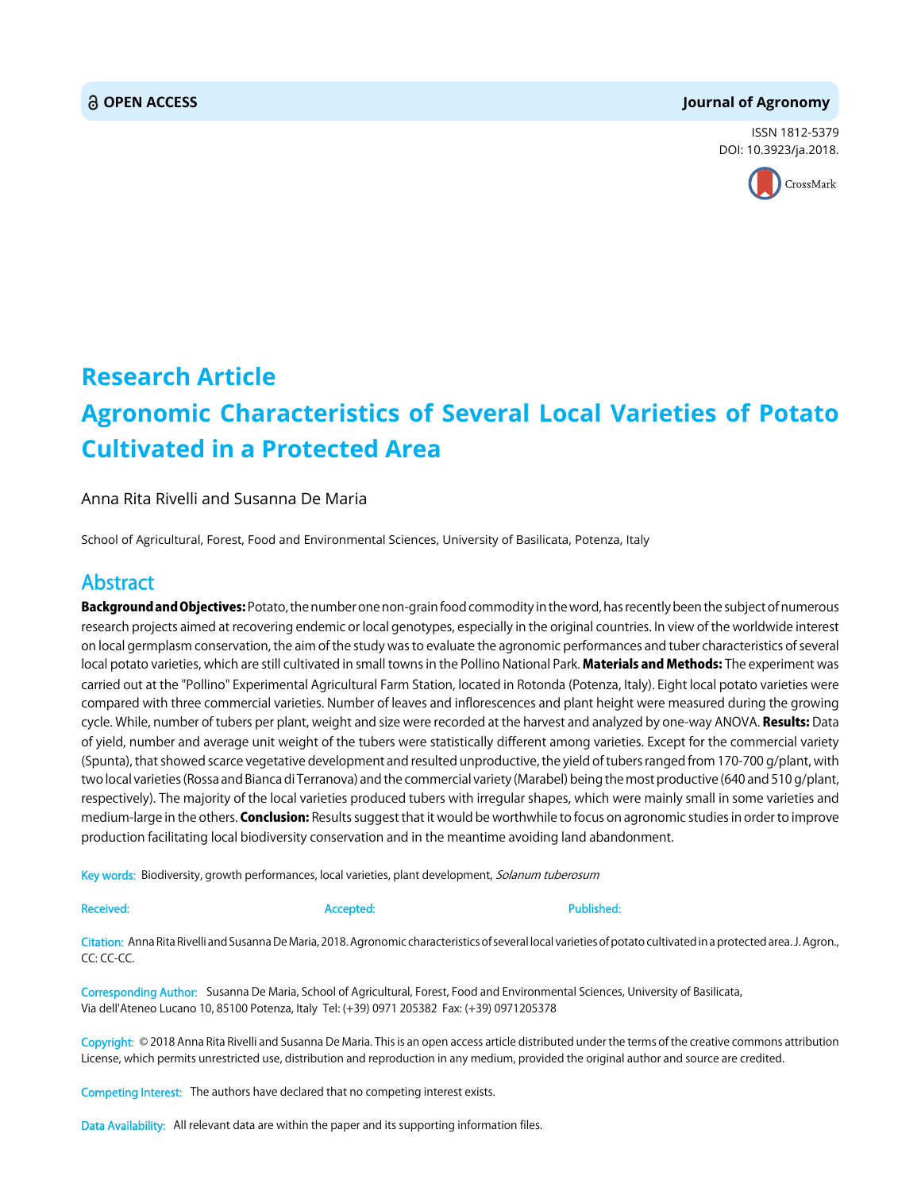**OPEN ACCESS** | **Journal of Agronomy**

ISSN 1812-5379
DOI: 10.3923/ja.2018.

## Research Article

# Agronomic Characteristics of Several Local Varieties of Potato Cultivated in a Protected Area

Anna Rita Rivelli and Susanna De Maria

School of Agricultural, Forest, Food and Environmental Sciences, University of Basilicata, Potenza, Italy

## Abstract

**Background and Objectives:** Potato, the number one non-grain food commodity in the word, has recently been the subject of numerous research projects aimed at recovering endemic or local genotypes, especially in the original countries. In view of the worldwide interest on local germplasm conservation, the aim of the study was to evaluate the agronomic performances and tuber characteristics of several local potato varieties, which are still cultivated in small towns in the Pollino National Park. **Materials and Methods:** The experiment was carried out at the "Pollino" Experimental Agricultural Farm Station, located in Rotonda (Potenza, Italy). Eight local potato varieties were compared with three commercial varieties. Number of leaves and inflorescences and plant height were measured during the growing cycle. While, number of tubers per plant, weight and size were recorded at the harvest and analyzed by one-way ANOVA. **Results:** Data of yield, number and average unit weight of the tubers were statistically different among varieties. Except for the commercial variety (Spunta), that showed scarce vegetative development and resulted unproductive, the yield of tubers ranged from 170-700 g/plant, with two local varieties (Rossa and Bianca di Terranova) and the commercial variety (Marabel) being the most productive (640 and 510 g/plant, respectively). The majority of the local varieties produced tubers with irregular shapes, which were mainly small in some varieties and medium-large in the others. **Conclusion:** Results suggest that it would be worthwhile to focus on agronomic studies in order to improve production facilitating local biodiversity conservation and in the meantime avoiding land abandonment.

Key words: Biodiversity, growth performances, local varieties, plant development, *Solanum tuberosum*

Received: Accepted: Published:

Citation: Anna Rita Rivelli and Susanna De Maria, 2018. Agronomic characteristics of several local varieties of potato cultivated in a protected area. J. Agron., CC: CC-CC.

Corresponding Author: Susanna De Maria, School of Agricultural, Forest, Food and Environmental Sciences, University of Basilicata, Via dell'Ateneo Lucano 10, 85100 Potenza, Italy Tel: (+39) 0971 205382 Fax: (+39) 0971205378

Copyright: © 2018 Anna Rita Rivelli and Susanna De Maria. This is an open access article distributed under the terms of the creative commons attribution License, which permits unrestricted use, distribution and reproduction in any medium, provided the original author and source are credited.

Competing Interest: The authors have declared that no competing interest exists.

Data Availability: All relevant data are within the paper and its supporting information files.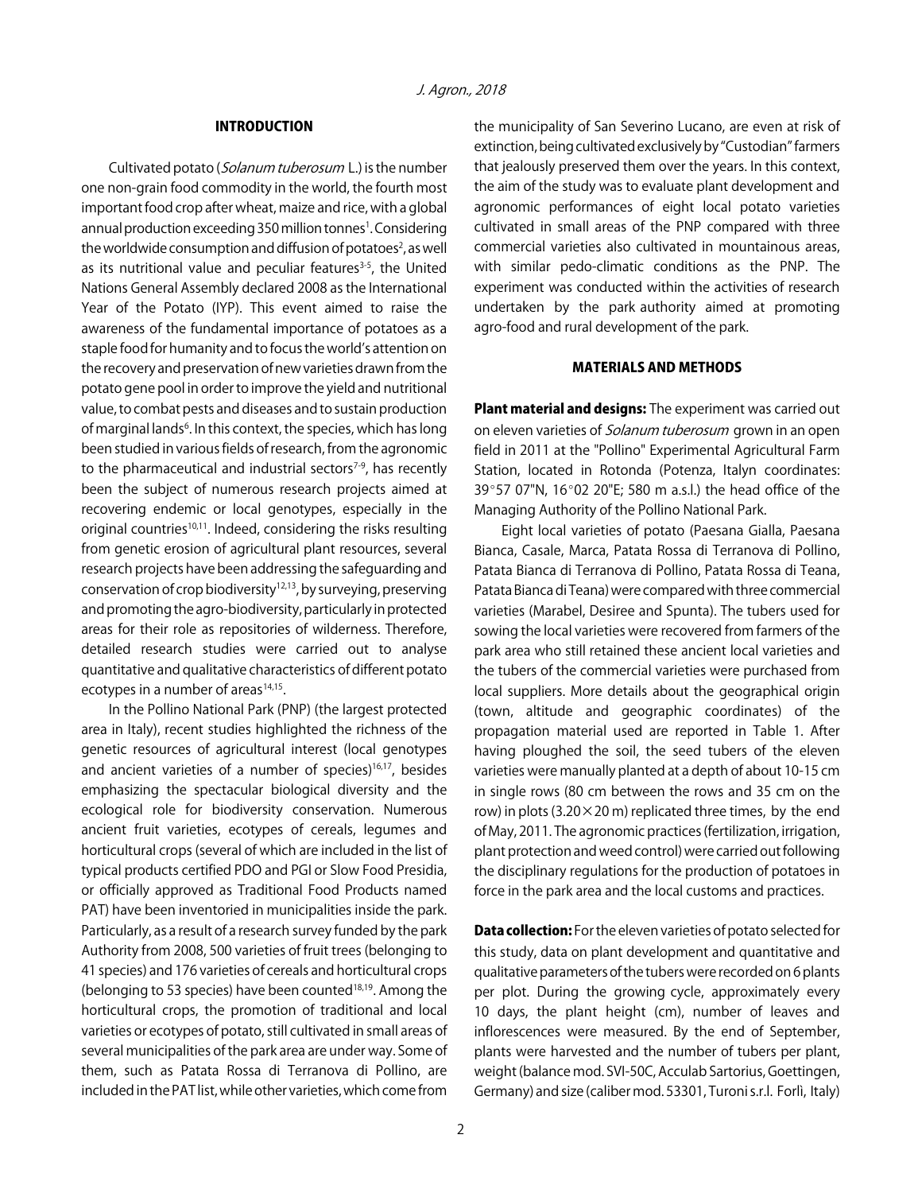## INTRODUCTION

Cultivated potato (*Solanum tuberosum* L.) is the number one non-grain food commodity in the world, the fourth most important food crop after wheat, maize and rice, with a global annual production exceeding 350 million tonnes[1]. Considering the worldwide consumption and diffusion of potatoes[2], as well as its nutritional value and peculiar features[3-5], the United Nations General Assembly declared 2008 as the International Year of the Potato (IYP). This event aimed to raise the awareness of the fundamental importance of potatoes as a staple food for humanity and to focus the world's attention on the recovery and preservation of new varieties drawn from the potato gene pool in order to improve the yield and nutritional value, to combat pests and diseases and to sustain production of marginal lands[6]. In this context, the species, which has long been studied in various fields of research, from the agronomic to the pharmaceutical and industrial sectors[7-9], has recently been the subject of numerous research projects aimed at recovering endemic or local genotypes, especially in the original countries[10,11]. Indeed, considering the risks resulting from genetic erosion of agricultural plant resources, several research projects have been addressing the safeguarding and conservation of crop biodiversity[12,13], by surveying, preserving and promoting the agro-biodiversity, particularly in protected areas for their role as repositories of wilderness. Therefore, detailed research studies were carried out to analyse quantitative and qualitative characteristics of different potato ecotypes in a number of areas[14,15].

In the Pollino National Park (PNP) (the largest protected area in Italy), recent studies highlighted the richness of the genetic resources of agricultural interest (local genotypes and ancient varieties of a number of species)[16,17], besides emphasizing the spectacular biological diversity and the ecological role for biodiversity conservation. Numerous ancient fruit varieties, ecotypes of cereals, legumes and horticultural crops (several of which are included in the list of typical products certified PDO and PGI or Slow Food Presidia, or officially approved as Traditional Food Products named PAT) have been inventoried in municipalities inside the park. Particularly, as a result of a research survey funded by the park Authority from 2008, 500 varieties of fruit trees (belonging to 41 species) and 176 varieties of cereals and horticultural crops (belonging to 53 species) have been counted[18,19]. Among the horticultural crops, the promotion of traditional and local varieties or ecotypes of potato, still cultivated in small areas of several municipalities of the park area are under way. Some of them, such as Patata Rossa di Terranova di Pollino, are included in the PAT list, while other varieties, which come from the municipality of San Severino Lucano, are even at risk of extinction, being cultivated exclusively by "Custodian" farmers that jealously preserved them over the years. In this context, the aim of the study was to evaluate plant development and agronomic performances of eight local potato varieties cultivated in small areas of the PNP compared with three commercial varieties also cultivated in mountainous areas, with similar pedo-climatic conditions as the PNP. The experiment was conducted within the activities of research undertaken by the park authority aimed at promoting agro-food and rural development of the park.

## MATERIALS AND METHODS

**Plant material and designs:** The experiment was carried out on eleven varieties of *Solanum tuberosum* grown in an open field in 2011 at the "Pollino" Experimental Agricultural Farm Station, located in Rotonda (Potenza, Italyn coordinates: 39°57 07"N, 16°02 20"E; 580 m a.s.l.) the head office of the Managing Authority of the Pollino National Park.

Eight local varieties of potato (Paesana Gialla, Paesana Bianca, Casale, Marca, Patata Rossa di Terranova di Pollino, Patata Bianca di Terranova di Pollino, Patata Rossa di Teana, Patata Bianca di Teana) were compared with three commercial varieties (Marabel, Desiree and Spunta). The tubers used for sowing the local varieties were recovered from farmers of the park area who still retained these ancient local varieties and the tubers of the commercial varieties were purchased from local suppliers. More details about the geographical origin (town, altitude and geographic coordinates) of the propagation material used are reported in Table 1. After having ploughed the soil, the seed tubers of the eleven varieties were manually planted at a depth of about 10-15 cm in single rows (80 cm between the rows and 35 cm on the row) in plots (3.20×20 m) replicated three times, by the end of May, 2011. The agronomic practices (fertilization, irrigation, plant protection and weed control) were carried out following the disciplinary regulations for the production of potatoes in force in the park area and the local customs and practices.

**Data collection:** For the eleven varieties of potato selected for this study, data on plant development and quantitative and qualitative parameters of the tubers were recorded on 6 plants per plot. During the growing cycle, approximately every 10 days, the plant height (cm), number of leaves and inflorescences were measured. By the end of September, plants were harvested and the number of tubers per plant, weight (balance mod. SVI-50C, Acculab Sartorius, Goettingen, Germany) and size (caliber mod. 53301, Turoni s.r.l. Forlì, Italy)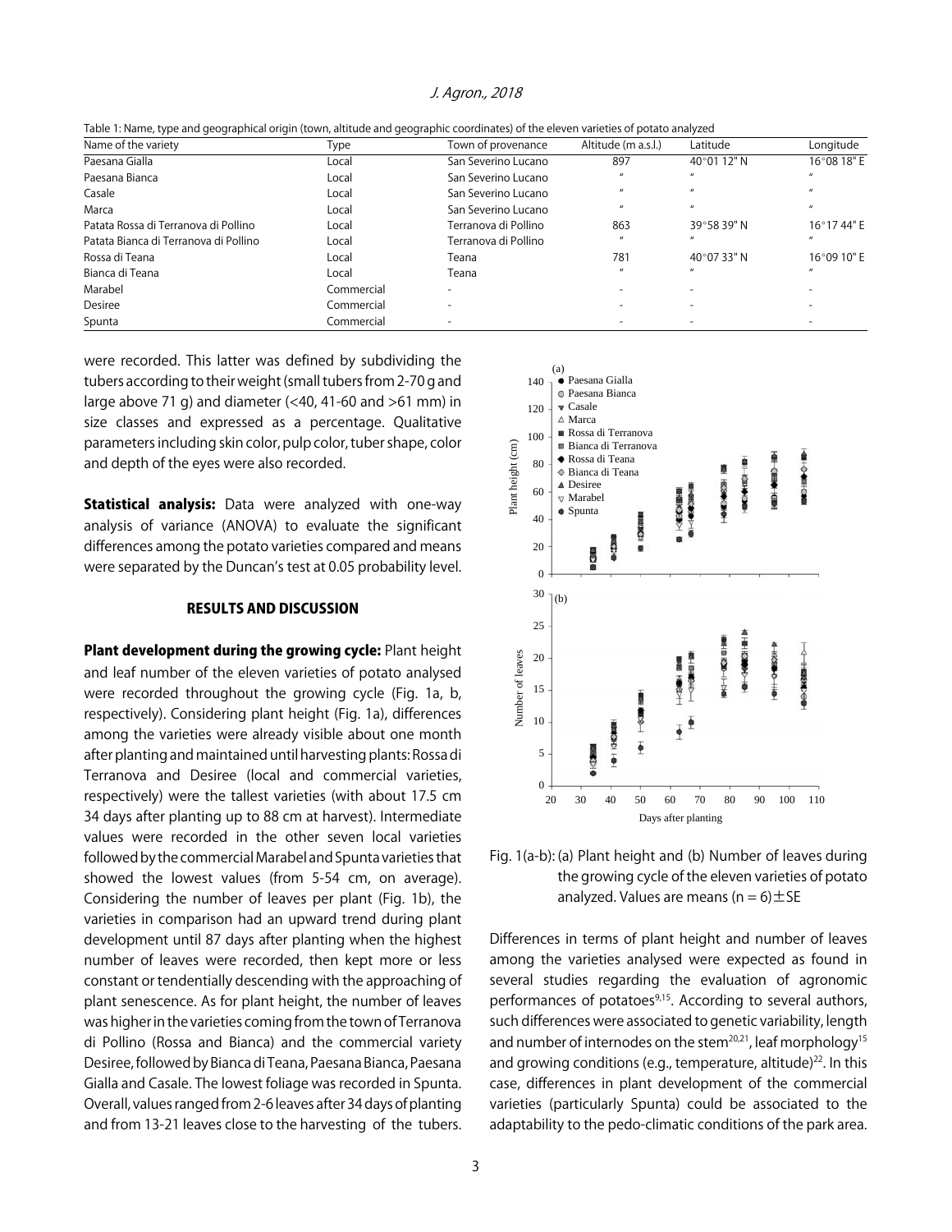Table 1: Name, type and geographical origin (town, altitude and geographic coordinates) of the eleven varieties of potato analyzed

| Name of the variety | Type | Town of provenance | Altitude (m a.s.l.) | Latitude | Longitude |
|---|---|---|---|---|---|
| Paesana Gialla | Local | San Severino Lucano | 897 | 40°01 12" N | 16°08 18" E |
| Paesana Bianca | Local | San Severino Lucano | " | " | " |
| Casale | Local | San Severino Lucano | " | " | " |
| Marca | Local | San Severino Lucano | " | " | " |
| Patata Rossa di Terranova di Pollino | Local | Terranova di Pollino | 863 | 39°58 39" N | 16°17 44" E |
| Patata Bianca di Terranova di Pollino | Local | Terranova di Pollino | " | " | " |
| Rossa di Teana | Local | Teana | 781 | 40°07 33" N | 16°09 10" E |
| Bianca di Teana | Local | Teana | " | " | " |
| Marabel | Commercial | - | - | - | - |
| Desiree | Commercial | - | - | - | - |
| Spunta | Commercial | - | - | - | - |

were recorded. This latter was defined by subdividing the tubers according to their weight (small tubers from 2-70 g and large above 71 g) and diameter (<40, 41-60 and >61 mm) in size classes and expressed as a percentage. Qualitative parameters including skin color, pulp color, tuber shape, color and depth of the eyes were also recorded.

**Statistical analysis:** Data were analyzed with one-way analysis of variance (ANOVA) to evaluate the significant differences among the potato varieties compared and means were separated by the Duncan's test at 0.05 probability level.

## RESULTS AND DISCUSSION

**Plant development during the growing cycle:** Plant height and leaf number of the eleven varieties of potato analysed were recorded throughout the growing cycle (Fig. 1a, b, respectively). Considering plant height (Fig. 1a), differences among the varieties were already visible about one month after planting and maintained until harvesting plants: Rossa di Terranova and Desiree (local and commercial varieties, respectively) were the tallest varieties (with about 17.5 cm 34 days after planting up to 88 cm at harvest). Intermediate values were recorded in the other seven local varieties followed by the commercial Marabel and Spunta varieties that showed the lowest values (from 5-54 cm, on average). Considering the number of leaves per plant (Fig. 1b), the varieties in comparison had an upward trend during plant development until 87 days after planting when the highest number of leaves were recorded, then kept more or less constant or tendentially descending with the approaching of plant senescence. As for plant height, the number of leaves was higher in the varieties coming from the town of Terranova di Pollino (Rossa and Bianca) and the commercial variety Desiree, followed by Bianca di Teana, Paesana Bianca, Paesana Gialla and Casale. The lowest foliage was recorded in Spunta. Overall, values ranged from 2-6 leaves after 34 days of planting and from 13-21 leaves close to the harvesting of the tubers.

Fig. 1(a-b): (a) Plant height and (b) Number of leaves during the growing cycle of the eleven varieties of potato analyzed. Values are means (n = 6)±SE

Differences in terms of plant height and number of leaves among the varieties analysed were expected as found in several studies regarding the evaluation of agronomic performances of potatoes[9,15]. According to several authors, such differences were associated to genetic variability, length and number of internodes on the stem[20,21], leaf morphology[15] and growing conditions (e.g., temperature, altitude)[22]. In this case, differences in plant development of the commercial varieties (particularly Spunta) could be associated to the adaptability to the pedo-climatic conditions of the park area.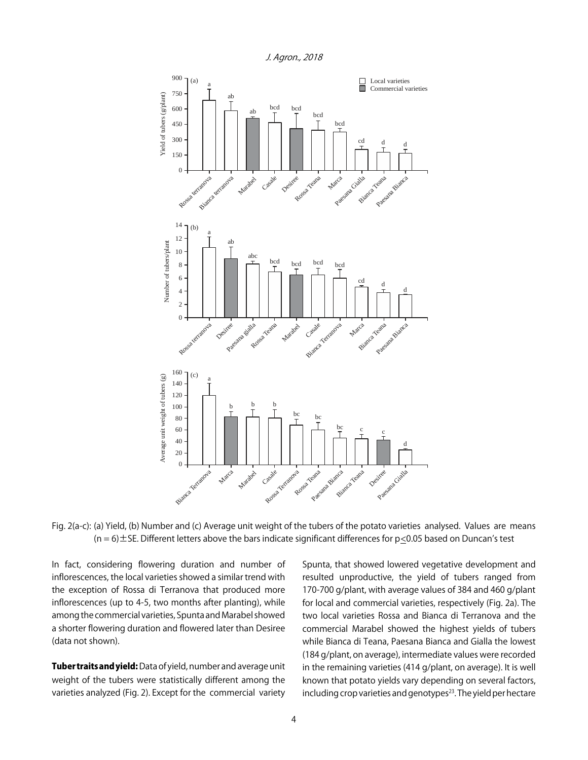Fig. 2(a-c): (a) Yield, (b) Number and (c) Average unit weight of the tubers of the potato varieties analysed. Values are means (n = 6)±SE. Different letters above the bars indicate significant differences for $p \leq 0.05$ based on Duncan's test

In fact, considering flowering duration and number of inflorescences, the local varieties showed a similar trend with the exception of Rossa di Terranova that produced more inflorescences (up to 4-5, two months after planting), while among the commercial varieties, Spunta and Marabel showed a shorter flowering duration and flowered later than Desiree (data not shown).

**Tuber traits and yield:** Data of yield, number and average unit weight of the tubers were statistically different among the varieties analyzed (Fig. 2). Except for the commercial variety Spunta, that showed lowered vegetative development and resulted unproductive, the yield of tubers ranged from 170-700 g/plant, with average values of 384 and 460 g/plant for local and commercial varieties, respectively (Fig. 2a). The two local varieties Rossa and Bianca di Terranova and the commercial Marabel showed the highest yields of tubers while Bianca di Teana, Paesana Bianca and Gialla the lowest (184 g/plant, on average), intermediate values were recorded in the remaining varieties (414 g/plant, on average). It is well known that potato yields vary depending on several factors, including crop varieties and genotypes[23]. The yield per hectare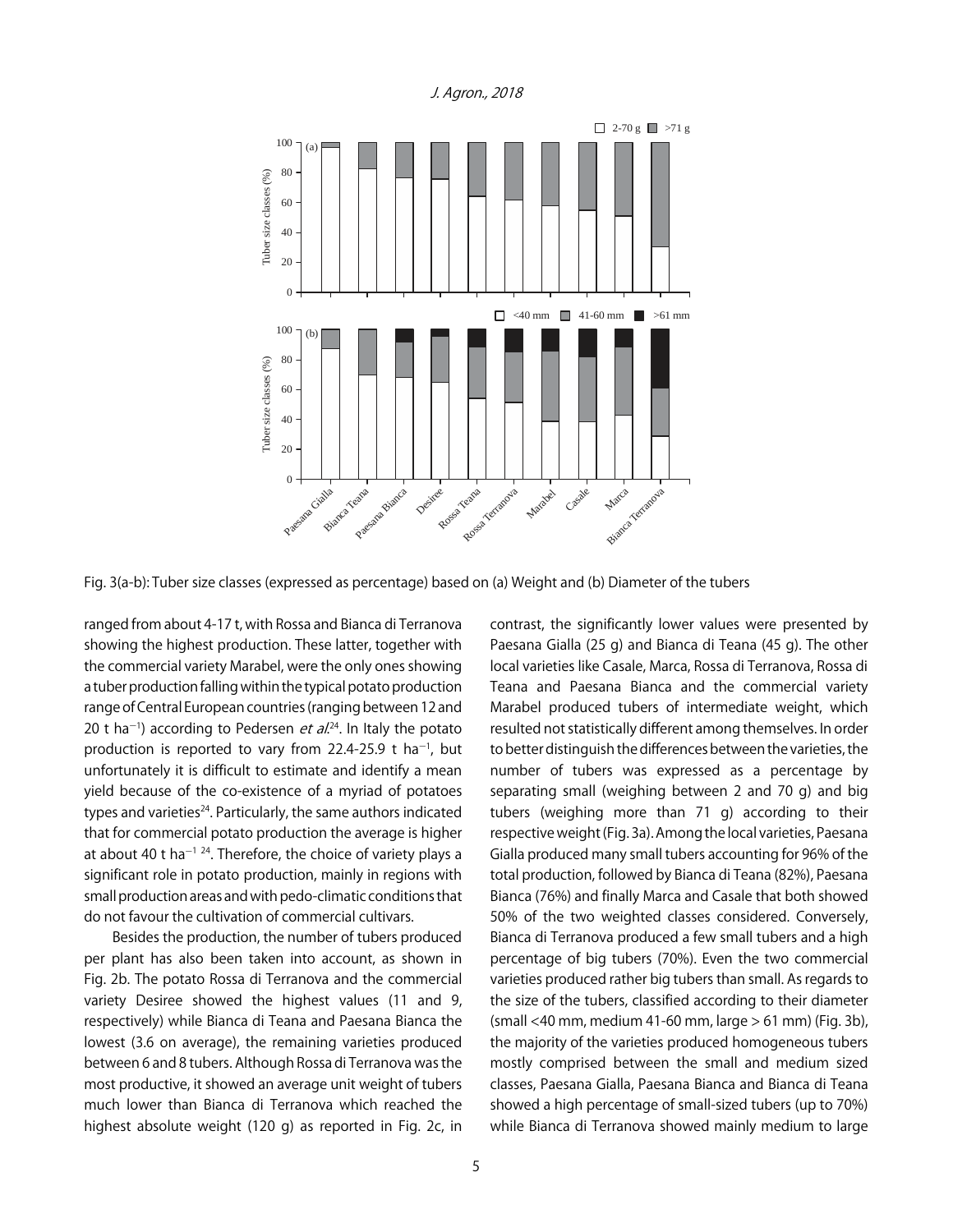Fig. 3(a-b): Tuber size classes (expressed as percentage) based on (a) Weight and (b) Diameter of the tubers

ranged from about 4-17 t, with Rossa and Bianca di Terranova showing the highest production. These latter, together with the commercial variety Marabel, were the only ones showing a tuber production falling within the typical potato production range of Central European countries (ranging between 12 and 20 t ha$^{-1}$) according to Pedersen *et al.*[24]. In Italy the potato production is reported to vary from 22.4-25.9 t ha$^{-1}$, but unfortunately it is difficult to estimate and identify a mean yield because of the co-existence of a myriad of potatoes types and varieties[24]. Particularly, the same authors indicated that for commercial potato production the average is higher at about 40 t ha$^{-1}$ [24]. Therefore, the choice of variety plays a significant role in potato production, mainly in regions with small production areas and with pedo-climatic conditions that do not favour the cultivation of commercial cultivars.

Besides the production, the number of tubers produced per plant has also been taken into account, as shown in Fig. 2b. The potato Rossa di Terranova and the commercial variety Desiree showed the highest values (11 and 9, respectively) while Bianca di Teana and Paesana Bianca the lowest (3.6 on average), the remaining varieties produced between 6 and 8 tubers. Although Rossa di Terranova was the most productive, it showed an average unit weight of tubers much lower than Bianca di Terranova which reached the highest absolute weight (120 g) as reported in Fig. 2c, in contrast, the significantly lower values were presented by Paesana Gialla (25 g) and Bianca di Teana (45 g). The other local varieties like Casale, Marca, Rossa di Terranova, Rossa di Teana and Paesana Bianca and the commercial variety Marabel produced tubers of intermediate weight, which resulted not statistically different among themselves. In order to better distinguish the differences between the varieties, the number of tubers was expressed as a percentage by separating small (weighing between 2 and 70 g) and big tubers (weighing more than 71 g) according to their respective weight (Fig. 3a). Among the local varieties, Paesana Gialla produced many small tubers accounting for 96% of the total production, followed by Bianca di Teana (82%), Paesana Bianca (76%) and finally Marca and Casale that both showed 50% of the two weighted classes considered. Conversely, Bianca di Terranova produced a few small tubers and a high percentage of big tubers (70%). Even the two commercial varieties produced rather big tubers than small. As regards to the size of the tubers, classified according to their diameter (small <40 mm, medium 41-60 mm, large > 61 mm) (Fig. 3b), the majority of the varieties produced homogeneous tubers mostly comprised between the small and medium sized classes, Paesana Gialla, Paesana Bianca and Bianca di Teana showed a high percentage of small-sized tubers (up to 70%) while Bianca di Terranova showed mainly medium to large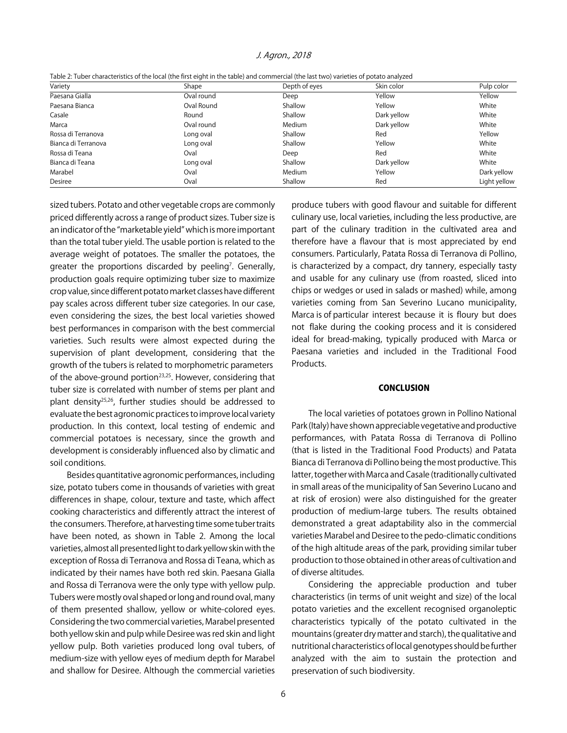Table 2: Tuber characteristics of the local (the first eight in the table) and commercial (the last two) varieties of potato analyzed

| Variety | Shape | Depth of eyes | Skin color | Pulp color |
|---|---|---|---|---|
| Paesana Gialla | Oval round | Deep | Yellow | Yellow |
| Paesana Bianca | Oval Round | Shallow | Yellow | White |
| Casale | Round | Shallow | Dark yellow | White |
| Marca | Oval round | Medium | Dark yellow | White |
| Rossa di Terranova | Long oval | Shallow | Red | Yellow |
| Bianca di Terranova | Long oval | Shallow | Yellow | White |
| Rossa di Teana | Oval | Deep | Red | White |
| Bianca di Teana | Long oval | Shallow | Dark yellow | White |
| Marabel | Oval | Medium | Yellow | Dark yellow |
| Desiree | Oval | Shallow | Red | Light yellow |

sized tubers. Potato and other vegetable crops are commonly priced differently across a range of product sizes. Tuber size is an indicator of the "marketable yield" which is more important than the total tuber yield. The usable portion is related to the average weight of potatoes. The smaller the potatoes, the greater the proportions discarded by peeling[7]. Generally, production goals require optimizing tuber size to maximize crop value, since different potato market classes have different pay scales across different tuber size categories. In our case, even considering the sizes, the best local varieties showed best performances in comparison with the best commercial varieties. Such results were almost expected during the supervision of plant development, considering that the growth of the tubers is related to morphometric parameters of the above-ground portion[23,25]. However, considering that tuber size is correlated with number of stems per plant and plant density[25,26], further studies should be addressed to evaluate the best agronomic practices to improve local variety production. In this context, local testing of endemic and commercial potatoes is necessary, since the growth and development is considerably influenced also by climatic and soil conditions.

Besides quantitative agronomic performances, including size, potato tubers come in thousands of varieties with great differences in shape, colour, texture and taste, which affect cooking characteristics and differently attract the interest of the consumers. Therefore, at harvesting time some tuber traits have been noted, as shown in Table 2. Among the local varieties, almost all presented light to dark yellow skin with the exception of Rossa di Terranova and Rossa di Teana, which as indicated by their names have both red skin. Paesana Gialla and Rossa di Terranova were the only type with yellow pulp. Tubers were mostly oval shaped or long and round oval, many of them presented shallow, yellow or white-colored eyes. Considering the two commercial varieties, Marabel presented both yellow skin and pulp while Desiree was red skin and light yellow pulp. Both varieties produced long oval tubers, of medium-size with yellow eyes of medium depth for Marabel and shallow for Desiree. Although the commercial varieties produce tubers with good flavour and suitable for different culinary use, local varieties, including the less productive, are part of the culinary tradition in the cultivated area and therefore have a flavour that is most appreciated by end consumers. Particularly, Patata Rossa di Terranova di Pollino, is characterized by a compact, dry tannery, especially tasty and usable for any culinary use (from roasted, sliced into chips or wedges or used in salads or mashed) while, among varieties coming from San Severino Lucano municipality, Marca is of particular interest because it is floury but does not flake during the cooking process and it is considered ideal for bread-making, typically produced with Marca or Paesana varieties and included in the Traditional Food Products.

## CONCLUSION

The local varieties of potatoes grown in Pollino National Park (Italy) have shown appreciable vegetative and productive performances, with Patata Rossa di Terranova di Pollino (that is listed in the Traditional Food Products) and Patata Bianca di Terranova di Pollino being the most productive. This latter, together with Marca and Casale (traditionally cultivated in small areas of the municipality of San Severino Lucano and at risk of erosion) were also distinguished for the greater production of medium-large tubers. The results obtained demonstrated a great adaptability also in the commercial varieties Marabel and Desiree to the pedo-climatic conditions of the high altitude areas of the park, providing similar tuber production to those obtained in other areas of cultivation and of diverse altitudes.

Considering the appreciable production and tuber characteristics (in terms of unit weight and size) of the local potato varieties and the excellent recognised organoleptic characteristics typically of the potato cultivated in the mountains (greater dry matter and starch), the qualitative and nutritional characteristics of local genotypes should be further analyzed with the aim to sustain the protection and preservation of such biodiversity.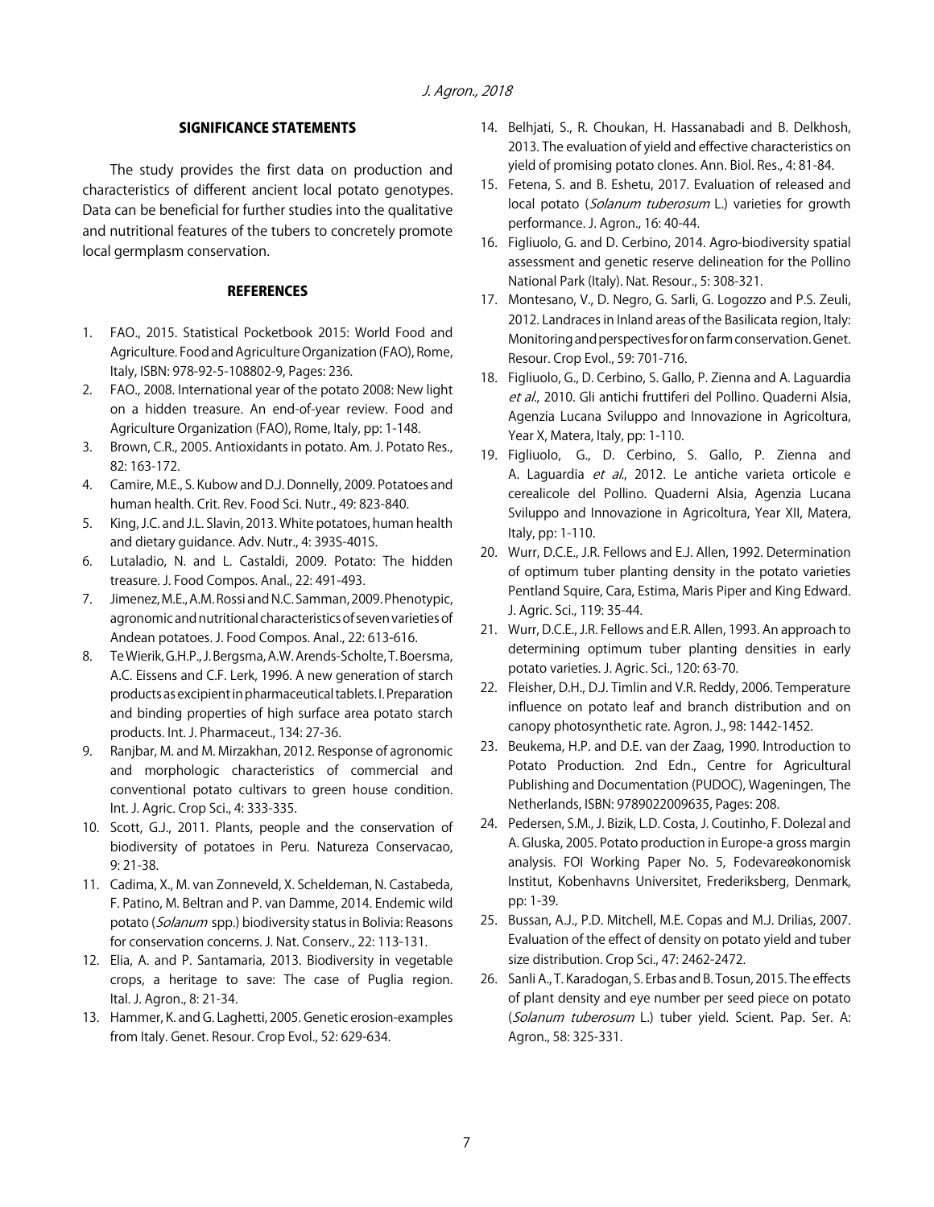## SIGNIFICANCE STATEMENTS

The study provides the first data on production and characteristics of different ancient local potato genotypes. Data can be beneficial for further studies into the qualitative and nutritional features of the tubers to concretely promote local germplasm conservation.

## REFERENCES

1. FAO., 2015. Statistical Pocketbook 2015: World Food and Agriculture. Food and Agriculture Organization (FAO), Rome, Italy, ISBN: 978-92-5-108802-9, Pages: 236.
2. FAO., 2008. International year of the potato 2008: New light on a hidden treasure. An end-of-year review. Food and Agriculture Organization (FAO), Rome, Italy, pp: 1-148.
3. Brown, C.R., 2005. Antioxidants in potato. Am. J. Potato Res., 82: 163-172.
4. Camire, M.E., S. Kubow and D.J. Donnelly, 2009. Potatoes and human health. Crit. Rev. Food Sci. Nutr., 49: 823-840.
5. King, J.C. and J.L. Slavin, 2013. White potatoes, human health and dietary guidance. Adv. Nutr., 4: 393S-401S.
6. Lutaladio, N. and L. Castaldi, 2009. Potato: The hidden treasure. J. Food Compos. Anal., 22: 491-493.
7. Jimenez, M.E., A.M. Rossi and N.C. Samman, 2009. Phenotypic, agronomic and nutritional characteristics of seven varieties of Andean potatoes. J. Food Compos. Anal., 22: 613-616.
8. Te Wierik, G.H.P., J. Bergsma, A.W. Arends-Scholte, T. Boersma, A.C. Eissens and C.F. Lerk, 1996. A new generation of starch products as excipient in pharmaceutical tablets. I. Preparation and binding properties of high surface area potato starch products. Int. J. Pharmaceut., 134: 27-36.
9. Ranjbar, M. and M. Mirzakhan, 2012. Response of agronomic and morphologic characteristics of commercial and conventional potato cultivars to green house condition. Int. J. Agric. Crop Sci., 4: 333-335.
10. Scott, G.J., 2011. Plants, people and the conservation of biodiversity of potatoes in Peru. Natureza Conservacao, 9: 21-38.
11. Cadima, X., M. van Zonneveld, X. Scheldeman, N. Castabeda, F. Patino, M. Beltran and P. van Damme, 2014. Endemic wild potato (*Solanum* spp.) biodiversity status in Bolivia: Reasons for conservation concerns. J. Nat. Conserv., 22: 113-131.
12. Elia, A. and P. Santamaria, 2013. Biodiversity in vegetable crops, a heritage to save: The case of Puglia region. Ital. J. Agron., 8: 21-34.
13. Hammer, K. and G. Laghetti, 2005. Genetic erosion-examples from Italy. Genet. Resour. Crop Evol., 52: 629-634.
14. Belhjati, S., R. Choukan, H. Hassanabadi and B. Delkhosh, 2013. The evaluation of yield and effective characteristics on yield of promising potato clones. Ann. Biol. Res., 4: 81-84.
15. Fetena, S. and B. Eshetu, 2017. Evaluation of released and local potato (*Solanum tuberosum* L.) varieties for growth performance. J. Agron., 16: 40-44.
16. Figliuolo, G. and D. Cerbino, 2014. Agro-biodiversity spatial assessment and genetic reserve delineation for the Pollino National Park (Italy). Nat. Resour., 5: 308-321.
17. Montesano, V., D. Negro, G. Sarli, G. Logozzo and P.S. Zeuli, 2012. Landraces in Inland areas of the Basilicata region, Italy: Monitoring and perspectives for on farm conservation. Genet. Resour. Crop Evol., 59: 701-716.
18. Figliuolo, G., D. Cerbino, S. Gallo, P. Zienna and A. Laguardia *et al*., 2010. Gli antichi fruttiferi del Pollino. Quaderni Alsia, Agenzia Lucana Sviluppo and Innovazione in Agricoltura, Year X, Matera, Italy, pp: 1-110.
19. Figliuolo, G., D. Cerbino, S. Gallo, P. Zienna and A. Laguardia *et al*., 2012. Le antiche varieta orticole e cerealicole del Pollino. Quaderni Alsia, Agenzia Lucana Sviluppo and Innovazione in Agricoltura, Year XII, Matera, Italy, pp: 1-110.
20. Wurr, D.C.E., J.R. Fellows and E.J. Allen, 1992. Determination of optimum tuber planting density in the potato varieties Pentland Squire, Cara, Estima, Maris Piper and King Edward. J. Agric. Sci., 119: 35-44.
21. Wurr, D.C.E., J.R. Fellows and E.R. Allen, 1993. An approach to determining optimum tuber planting densities in early potato varieties. J. Agric. Sci., 120: 63-70.
22. Fleisher, D.H., D.J. Timlin and V.R. Reddy, 2006. Temperature influence on potato leaf and branch distribution and on canopy photosynthetic rate. Agron. J., 98: 1442-1452.
23. Beukema, H.P. and D.E. van der Zaag, 1990. Introduction to Potato Production. 2nd Edn., Centre for Agricultural Publishing and Documentation (PUDOC), Wageningen, The Netherlands, ISBN: 9789022009635, Pages: 208.
24. Pedersen, S.M., J. Bizik, L.D. Costa, J. Coutinho, F. Dolezal and A. Gluska, 2005. Potato production in Europe-a gross margin analysis. FOI Working Paper No. 5, Fodevareøkonomisk Institut, Kobenhavns Universitet, Frederiksberg, Denmark, pp: 1-39.
25. Bussan, A.J., P.D. Mitchell, M.E. Copas and M.J. Drilias, 2007. Evaluation of the effect of density on potato yield and tuber size distribution. Crop Sci., 47: 2462-2472.
26. Sanli A., T. Karadogan, S. Erbas and B. Tosun, 2015. The effects of plant density and eye number per seed piece on potato (*Solanum tuberosum* L.) tuber yield. Scient. Pap. Ser. A: Agron., 58: 325-331.